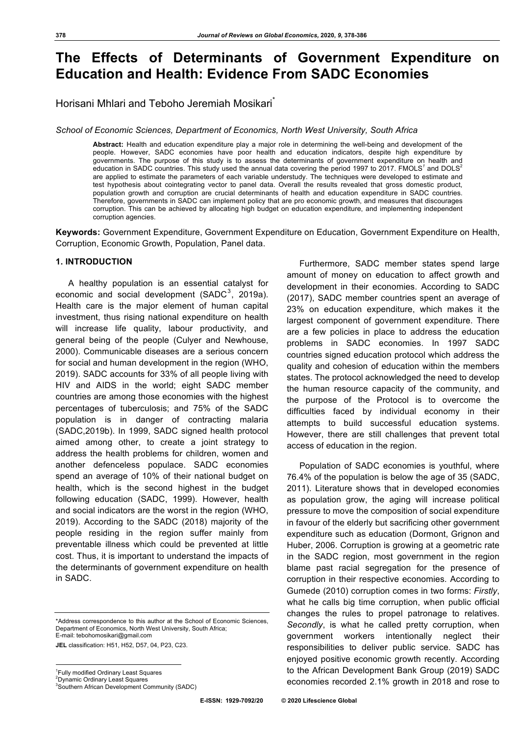# The Effects of Determinants of Government Expenditure on Education and Health: Evidence From SADC Economies

Horisani Mhlari and Teboho Jeremiah Mosikari*

*School of Economic Sciences, Department of Economics, North West University, South Africa*

**Abstract:** Health and education expenditure play a major role in determining the well-being and development of the people. However, SADC economies have poor health and education indicators, despite high expenditure by governments. The purpose of this study is to assess the determinants of government expenditure on health and education in SADC countries. This study used the annual data covering the period 1997 to 2017. FMOLS[1] and DOLS[2] are applied to estimate the parameters of each variable understudy. The techniques were developed to estimate and test hypothesis about cointegrating vector to panel data. Overall the results revealed that gross domestic product, population growth and corruption are crucial determinants of health and education expenditure in SADC countries. Therefore, governments in SADC can implement policy that are pro economic growth, and measures that discourages corruption. This can be achieved by allocating high budget on education expenditure, and implementing independent corruption agencies.

**Keywords:** Government Expenditure, Government Expenditure on Education, Government Expenditure on Health, Corruption, Economic Growth, Population, Panel data.

## 1. INTRODUCTION

A healthy population is an essential catalyst for economic and social development (SADC[3], 2019a). Health care is the major element of human capital investment, thus rising national expenditure on health will increase life quality, labour productivity, and general being of the people (Culyer and Newhouse, 2000). Communicable diseases are a serious concern for social and human development in the region (WHO, 2019). SADC accounts for 33% of all people living with HIV and AIDS in the world; eight SADC member countries are among those economies with the highest percentages of tuberculosis; and 75% of the SADC population is in danger of contracting malaria (SADC,2019b). In 1999, SADC signed health protocol aimed among other, to create a joint strategy to address the health problems for children, women and another defenceless populace. SADC economies spend an average of 10% of their national budget on health, which is the second highest in the budget following education (SADC, 1999). However, health and social indicators are the worst in the region (WHO, 2019). According to the SADC (2018) majority of the people residing in the region suffer mainly from preventable illness which could be prevented at little cost. Thus, it is important to understand the impacts of the determinants of government expenditure on health in SADC.

Furthermore, SADC member states spend large amount of money on education to affect growth and development in their economies. According to SADC (2017), SADC member countries spent an average of 23% on education expenditure, which makes it the largest component of government expenditure. There are a few policies in place to address the education problems in SADC economies. In 1997 SADC countries signed education protocol which address the quality and cohesion of education within the members states. The protocol acknowledged the need to develop the human resource capacity of the community, and the purpose of the Protocol is to overcome the difficulties faced by individual economy in their attempts to build successful education systems. However, there are still challenges that prevent total access of education in the region.

Population of SADC economies is youthful, where 76.4% of the population is below the age of 35 (SADC, 2011). Literature shows that in developed economies as population grow, the aging will increase political pressure to move the composition of social expenditure in favour of the elderly but sacrificing other government expenditure such as education (Dormont, Grignon and Huber, 2006. Corruption is growing at a geometric rate in the SADC region, most government in the region blame past racial segregation for the presence of corruption in their respective economies. According to Gumede (2010) corruption comes in two forms: *Firstly*, what he calls big time corruption, when public official changes the rules to propel patronage to relatives. *Secondly*, is what he called pretty corruption, when government workers intentionally neglect their responsibilities to deliver public service. SADC has enjoyed positive economic growth recently. According to the African Development Bank Group (2019) SADC economies recorded 2.1% growth in 2018 and rose to

---

*Address correspondence to this author at the School of Economic Sciences, Department of Economics, North West University, South Africa; E-mail: tebohomosikari@gmail.com

**JEL** classification: H51, H52, D57, 04, P23, C23.

[1] Fully modified Ordinary Least Squares
[2] Dynamic Ordinary Least Squares
[3] Southern African Development Community (SADC)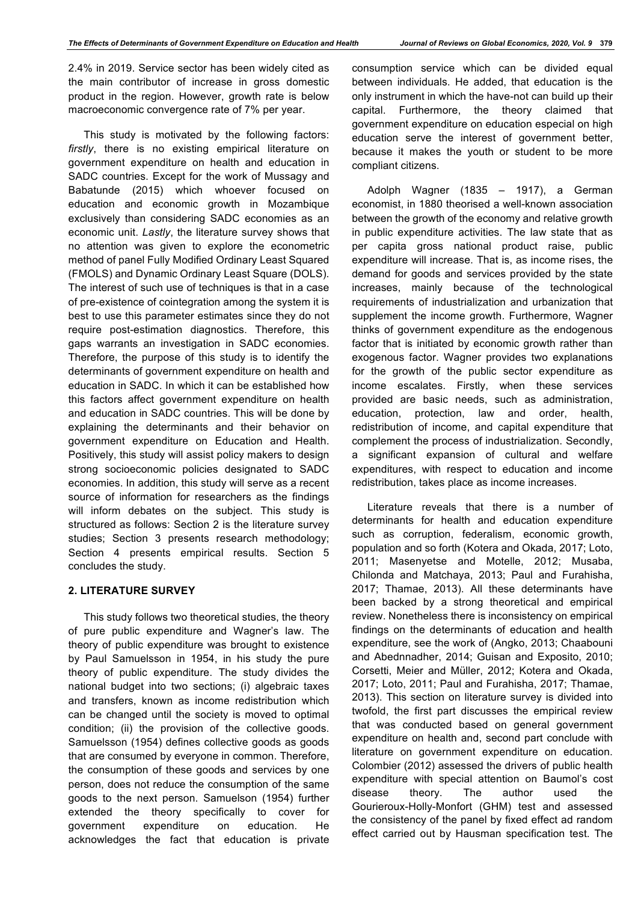2.4% in 2019. Service sector has been widely cited as the main contributor of increase in gross domestic product in the region. However, growth rate is below macroeconomic convergence rate of 7% per year.

This study is motivated by the following factors: *firstly*, there is no existing empirical literature on government expenditure on health and education in SADC countries. Except for the work of Mussagy and Babatunde (2015) which whoever focused on education and economic growth in Mozambique exclusively than considering SADC economies as an economic unit. *Lastly*, the literature survey shows that no attention was given to explore the econometric method of panel Fully Modified Ordinary Least Squared (FMOLS) and Dynamic Ordinary Least Square (DOLS). The interest of such use of techniques is that in a case of pre-existence of cointegration among the system it is best to use this parameter estimates since they do not require post-estimation diagnostics. Therefore, this gaps warrants an investigation in SADC economies. Therefore, the purpose of this study is to identify the determinants of government expenditure on health and education in SADC. In which it can be established how this factors affect government expenditure on health and education in SADC countries. This will be done by explaining the determinants and their behavior on government expenditure on Education and Health. Positively, this study will assist policy makers to design strong socioeconomic policies designated to SADC economies. In addition, this study will serve as a recent source of information for researchers as the findings will inform debates on the subject. This study is structured as follows: Section 2 is the literature survey studies; Section 3 presents research methodology; Section 4 presents empirical results. Section 5 concludes the study.

## 2. LITERATURE SURVEY

This study follows two theoretical studies, the theory of pure public expenditure and Wagner's law. The theory of public expenditure was brought to existence by Paul Samuelsson in 1954, in his study the pure theory of public expenditure. The study divides the national budget into two sections; (i) algebraic taxes and transfers, known as income redistribution which can be changed until the society is moved to optimal condition; (ii) the provision of the collective goods. Samuelsson (1954) defines collective goods as goods that are consumed by everyone in common. Therefore, the consumption of these goods and services by one person, does not reduce the consumption of the same goods to the next person. Samuelson (1954) further extended the theory specifically to cover for government expenditure on education. He acknowledges the fact that education is private consumption service which can be divided equal between individuals. He added, that education is the only instrument in which the have-not can build up their capital. Furthermore, the theory claimed that government expenditure on education especial on high education serve the interest of government better, because it makes the youth or student to be more compliant citizens.

Adolph Wagner (1835 – 1917), a German economist, in 1880 theorised a well-known association between the growth of the economy and relative growth in public expenditure activities. The law state that as per capita gross national product raise, public expenditure will increase. That is, as income rises, the demand for goods and services provided by the state increases, mainly because of the technological requirements of industrialization and urbanization that supplement the income growth. Furthermore, Wagner thinks of government expenditure as the endogenous factor that is initiated by economic growth rather than exogenous factor. Wagner provides two explanations for the growth of the public sector expenditure as income escalates. Firstly, when these services provided are basic needs, such as administration, education, protection, law and order, health, redistribution of income, and capital expenditure that complement the process of industrialization. Secondly, a significant expansion of cultural and welfare expenditures, with respect to education and income redistribution, takes place as income increases.

Literature reveals that there is a number of determinants for health and education expenditure such as corruption, federalism, economic growth, population and so forth (Kotera and Okada, 2017; Loto, 2011; Masenyetse and Motelle, 2012; Musaba, Chilonda and Matchaya, 2013; Paul and Furahisha, 2017; Thamae, 2013). All these determinants have been backed by a strong theoretical and empirical review. Nonetheless there is inconsistency on empirical findings on the determinants of education and health expenditure, see the work of (Angko, 2013; Chaabouni and Abednnadher, 2014; Guisan and Exposito, 2010; Corsetti, Meier and Müller, 2012; Kotera and Okada, 2017; Loto, 2011; Paul and Furahisha, 2017; Thamae, 2013). This section on literature survey is divided into twofold, the first part discusses the empirical review that was conducted based on general government expenditure on health and, second part conclude with literature on government expenditure on education. Colombier (2012) assessed the drivers of public health expenditure with special attention on Baumol's cost disease theory. The author used the Gourieroux-Holly-Monfort (GHM) test and assessed the consistency of the panel by fixed effect ad random effect carried out by Hausman specification test. The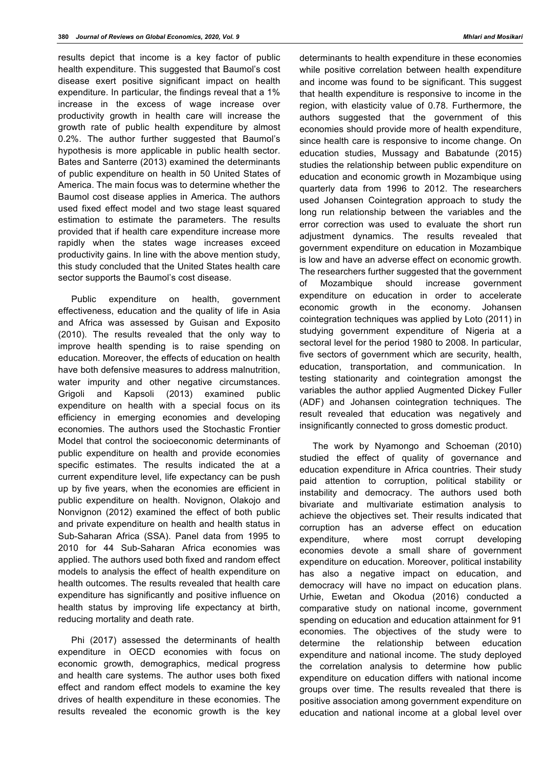results depict that income is a key factor of public health expenditure. This suggested that Baumol's cost disease exert positive significant impact on health expenditure. In particular, the findings reveal that a 1% increase in the excess of wage increase over productivity growth in health care will increase the growth rate of public health expenditure by almost 0.2%. The author further suggested that Baumol's hypothesis is more applicable in public health sector. Bates and Santerre (2013) examined the determinants of public expenditure on health in 50 United States of America. The main focus was to determine whether the Baumol cost disease applies in America. The authors used fixed effect model and two stage least squared estimation to estimate the parameters. The results provided that if health care expenditure increase more rapidly when the states wage increases exceed productivity gains. In line with the above mention study, this study concluded that the United States health care sector supports the Baumol's cost disease.

Public expenditure on health, government effectiveness, education and the quality of life in Asia and Africa was assessed by Guisan and Exposito (2010). The results revealed that the only way to improve health spending is to raise spending on education. Moreover, the effects of education on health have both defensive measures to address malnutrition, water impurity and other negative circumstances. Grigoli and Kapsoli (2013) examined public expenditure on health with a special focus on its efficiency in emerging economies and developing economies. The authors used the Stochastic Frontier Model that control the socioeconomic determinants of public expenditure on health and provide economies specific estimates. The results indicated the at a current expenditure level, life expectancy can be push up by five years, when the economies are efficient in public expenditure on health. Novignon, Olakojo and Nonvignon (2012) examined the effect of both public and private expenditure on health and health status in Sub-Saharan Africa (SSA). Panel data from 1995 to 2010 for 44 Sub-Saharan Africa economies was applied. The authors used both fixed and random effect models to analysis the effect of health expenditure on health outcomes. The results revealed that health care expenditure has significantly and positive influence on health status by improving life expectancy at birth, reducing mortality and death rate.

Phi (2017) assessed the determinants of health expenditure in OECD economies with focus on economic growth, demographics, medical progress and health care systems. The author uses both fixed effect and random effect models to examine the key drives of health expenditure in these economies. The results revealed the economic growth is the key determinants to health expenditure in these economies while positive correlation between health expenditure and income was found to be significant. This suggest that health expenditure is responsive to income in the region, with elasticity value of 0.78. Furthermore, the authors suggested that the government of this economies should provide more of health expenditure, since health care is responsive to income change. On education studies, Mussagy and Babatunde (2015) studies the relationship between public expenditure on education and economic growth in Mozambique using quarterly data from 1996 to 2012. The researchers used Johansen Cointegration approach to study the long run relationship between the variables and the error correction was used to evaluate the short run adjustment dynamics. The results revealed that government expenditure on education in Mozambique is low and have an adverse effect on economic growth. The researchers further suggested that the government of Mozambique should increase government expenditure on education in order to accelerate economic growth in the economy. Johansen cointegration techniques was applied by Loto (2011) in studying government expenditure of Nigeria at a sectoral level for the period 1980 to 2008. In particular, five sectors of government which are security, health, education, transportation, and communication. In testing stationarity and cointegration amongst the variables the author applied Augmented Dickey Fuller (ADF) and Johansen cointegration techniques. The result revealed that education was negatively and insignificantly connected to gross domestic product.

The work by Nyamongo and Schoeman (2010) studied the effect of quality of governance and education expenditure in Africa countries. Their study paid attention to corruption, political stability or instability and democracy. The authors used both bivariate and multivariate estimation analysis to achieve the objectives set. Their results indicated that corruption has an adverse effect on education expenditure, where most corrupt developing economies devote a small share of government expenditure on education. Moreover, political instability has also a negative impact on education, and democracy will have no impact on education plans. Urhie, Ewetan and Okodua (2016) conducted a comparative study on national income, government spending on education and education attainment for 91 economies. The objectives of the study were to determine the relationship between education expenditure and national income. The study deployed the correlation analysis to determine how public expenditure on education differs with national income groups over time. The results revealed that there is positive association among government expenditure on education and national income at a global level over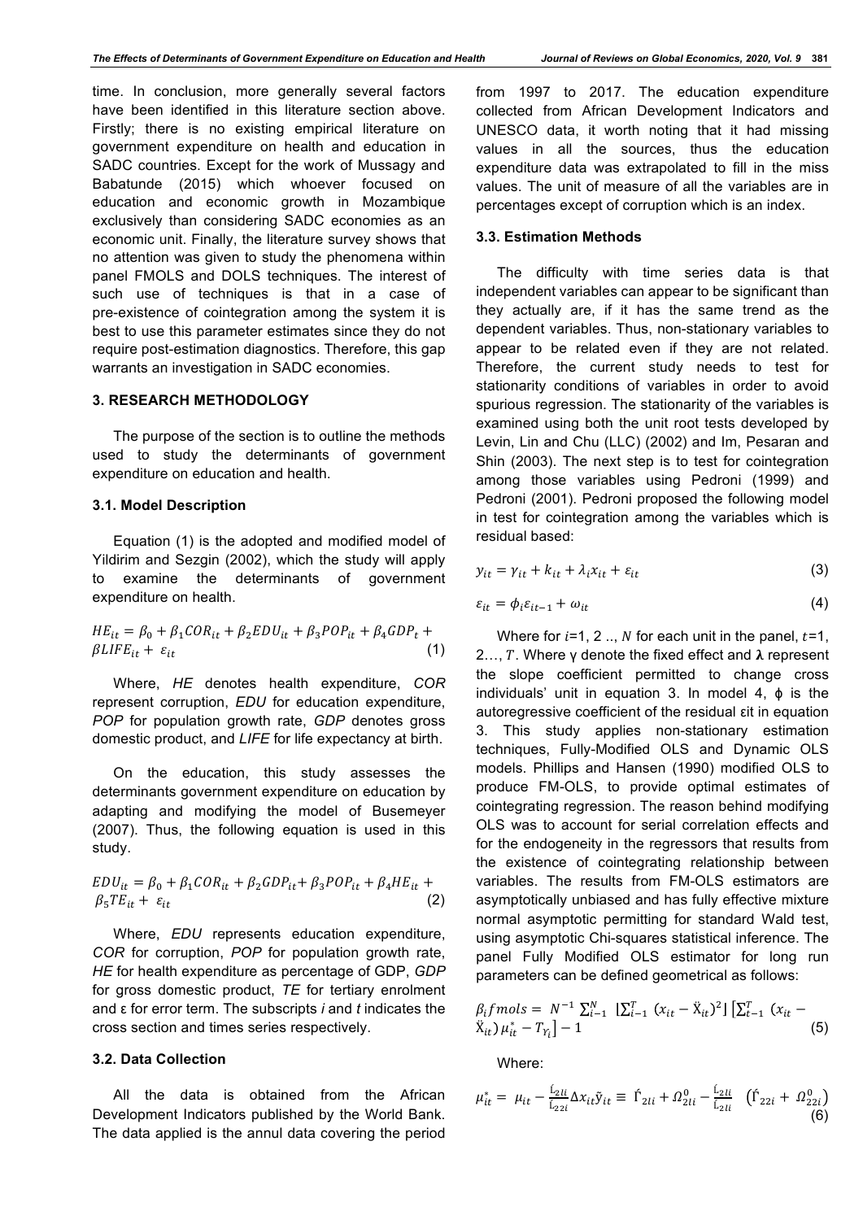time. In conclusion, more generally several factors have been identified in this literature section above. Firstly; there is no existing empirical literature on government expenditure on health and education in SADC countries. Except for the work of Mussagy and Babatunde (2015) which whoever focused on education and economic growth in Mozambique exclusively than considering SADC economies as an economic unit. Finally, the literature survey shows that no attention was given to study the phenomena within panel FMOLS and DOLS techniques. The interest of such use of techniques is that in a case of pre-existence of cointegration among the system it is best to use this parameter estimates since they do not require post-estimation diagnostics. Therefore, this gap warrants an investigation in SADC economies.

## 3. RESEARCH METHODOLOGY

The purpose of the section is to outline the methods used to study the determinants of government expenditure on education and health.

### 3.1. Model Description

Equation (1) is the adopted and modified model of Yildirim and Sezgin (2002), which the study will apply to examine the determinants of government expenditure on health.

$$HE_{it} = \beta_0 + \beta_1 COR_{it} + \beta_2 EDU_{it} + \beta_3 POP_{it} + \beta_4 GDP_t + \beta LIFE_{it} + \varepsilon_{it} \quad (1)$$

Where, *HE* denotes health expenditure, *COR* represent corruption, *EDU* for education expenditure, *POP* for population growth rate, *GDP* denotes gross domestic product, and *LIFE* for life expectancy at birth.

On the education, this study assesses the determinants government expenditure on education by adapting and modifying the model of Busemeyer (2007). Thus, the following equation is used in this study.

$$EDU_{it} = \beta_0 + \beta_1 COR_{it} + \beta_2 GDP_{it} + \beta_3 POP_{it} + \beta_4 HE_{it} + \beta_5 TE_{it} + \varepsilon_{it} \quad (2)$$

Where, *EDU* represents education expenditure, *COR* for corruption, *POP* for population growth rate, *HE* for health expenditure as percentage of GDP, *GDP* for gross domestic product, *TE* for tertiary enrolment and ε for error term. The subscripts *i* and *t* indicates the cross section and times series respectively.

### 3.2. Data Collection

All the data is obtained from the African Development Indicators published by the World Bank. The data applied is the annul data covering the period from 1997 to 2017. The education expenditure collected from African Development Indicators and UNESCO data, it worth noting that it had missing values in all the sources, thus the education expenditure data was extrapolated to fill in the miss values. The unit of measure of all the variables are in percentages except of corruption which is an index.

### 3.3. Estimation Methods

The difficulty with time series data is that independent variables can appear to be significant than they actually are, if it has the same trend as the dependent variables. Thus, non-stationary variables to appear to be related even if they are not related. Therefore, the current study needs to test for stationarity conditions of variables in order to avoid spurious regression. The stationarity of the variables is examined using both the unit root tests developed by Levin, Lin and Chu (LLC) (2002) and Im, Pesaran and Shin (2003). The next step is to test for cointegration among those variables using Pedroni (1999) and Pedroni (2001). Pedroni proposed the following model in test for cointegration among the variables which is residual based:

$$y_{it} = \gamma_{it} + k_{it} + \lambda_i x_{it} + \varepsilon_{it} \quad (3)$$

$$\varepsilon_{it} = \phi_i \varepsilon_{it-1} + \omega_{it} \quad (4)$$

Where for $i$=1, 2 .., $N$ for each unit in the panel, $t$=1, 2…, $T$. Where γ denote the fixed effect and **λ** represent the slope coefficient permitted to change cross individuals' unit in equation 3. In model 4, ϕ is the autoregressive coefficient of the residual εit in equation 3. This study applies non-stationary estimation techniques, Fully-Modified OLS and Dynamic OLS models. Phillips and Hansen (1990) modified OLS to produce FM-OLS, to provide optimal estimates of cointegrating regression. The reason behind modifying OLS was to account for serial correlation effects and for the endogeneity in the regressors that results from the existence of cointegrating relationship between variables. The results from FM-OLS estimators are asymptotically unbiased and has fully effective mixture normal asymptotic permitting for standard Wald test, using asymptotic Chi-squares statistical inference. The panel Fully Modified OLS estimator for long run parameters can be defined geometrical as follows:

$$\beta_i fmols = N^{-1} \sum_{i-1}^{N} \left[ \sum_{i-1}^{T} (x_{it} - \ddot{X}_{it})^2 \right] \left[ \sum_{t-1}^{T} (x_{it} - \ddot{X}_{it}) \mu_{it}^{*} - T_{Y_i} \right] - 1 \quad (5)$$

Where:

$$\mu_{it}^{*} = \mu_{it} - \frac{\acute{L}_{2li}}{\acute{L}_{22i}} \Delta x_{it} \tilde{y}_{it} \equiv \acute{\Gamma}_{2li} + \Omega_{2li}^{0} - \frac{\acute{L}_{2li}}{\acute{L}_{2li}} \left( \acute{\Gamma}_{22i} + \Omega_{22i}^{0} \right) \quad (6)$$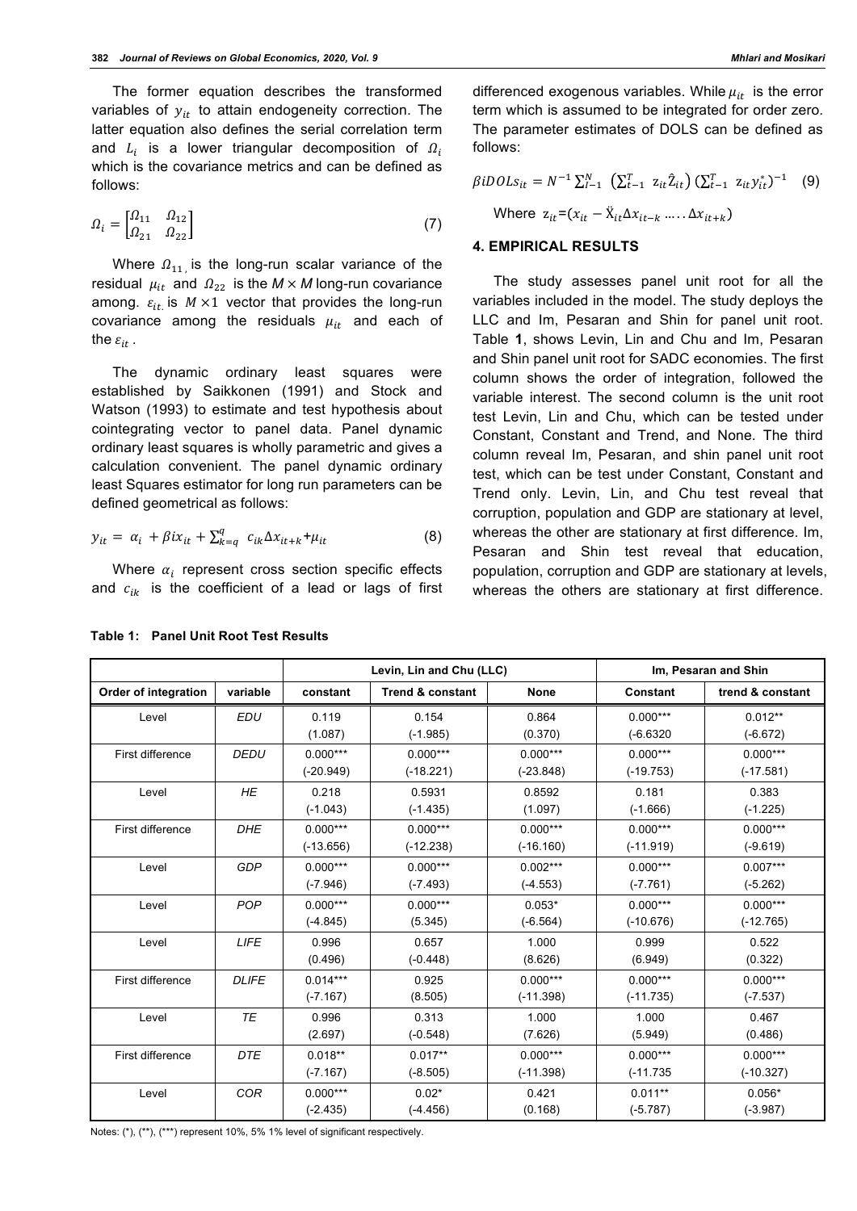The former equation describes the transformed variables of $y_{it}$ to attain endogeneity correction. The latter equation also defines the serial correlation term and $L_i$ is a lower triangular decomposition of $\Omega_i$ which is the covariance metrics and can be defined as follows:

$$\Omega_i = \begin{bmatrix} \Omega_{11} & \Omega_{12} \\ \Omega_{21} & \Omega_{22} \end{bmatrix} \quad (7)$$

Where $\Omega_{11,}$ is the long-run scalar variance of the residual $\mu_{it}$ and $\Omega_{22}$ is the $M \times M$ long-run covariance among. $\varepsilon_{it.}$ is $M \times 1$ vector that provides the long-run covariance among the residuals $\mu_{it}$ and each of the $\varepsilon_{it}$.

The dynamic ordinary least squares were established by Saikkonen (1991) and Stock and Watson (1993) to estimate and test hypothesis about cointegrating vector to panel data. Panel dynamic ordinary least squares is wholly parametric and gives a calculation convenient. The panel dynamic ordinary least Squares estimator for long run parameters can be defined geometrical as follows:

$$y_{it} = \alpha_i + \beta i x_{it} + \sum_{k=q}^{q} c_{ik} \Delta x_{it+k} + \mu_{it} \quad (8)$$

Where $\alpha_i$ represent cross section specific effects and $c_{ik}$ is the coefficient of a lead or lags of first differenced exogenous variables. While $\mu_{it}$ is the error term which is assumed to be integrated for order zero. The parameter estimates of DOLS can be defined as follows:

$$\beta iDOLs_{it} = N^{-1} \sum_{l-1}^{N} \left( \sum_{t-1}^{T} z_{it} \hat{Z}_{it} \right) \left( \sum_{t-1}^{T} z_{it} y_{it}^{*} \right)^{-1} \quad (9)$$

Where $z_{it} = (x_{it} - \ddot{X}_{it} \Delta x_{it-k} \ldots\ldots \Delta x_{it+k})$

## 4. EMPIRICAL RESULTS

The study assesses panel unit root for all the variables included in the model. The study deploys the LLC and Im, Pesaran and Shin for panel unit root. Table **1**, shows Levin, Lin and Chu and Im, Pesaran and Shin panel unit root for SADC economies. The first column shows the order of integration, followed the variable interest. The second column is the unit root test Levin, Lin and Chu, which can be tested under Constant, Constant and Trend, and None. The third column reveal Im, Pesaran, and shin panel unit root test, which can be test under Constant, Constant and Trend only. Levin, Lin, and Chu test reveal that corruption, population and GDP are stationary at level, whereas the other are stationary at first difference. Im, Pesaran and Shin test reveal that education, population, corruption and GDP are stationary at levels, whereas the others are stationary at first difference.

**Table 1: Panel Unit Root Test Results**

| | | Levin, Lin and Chu (LLC) | | | Im, Pesaran and Shin | |
|---|---|---|---|---|---|---|
| **Order of integration** | **variable** | **constant** | **Trend & constant** | **None** | **Constant** | **trend & constant** |
| Level | *EDU* | 0.119<br>(1.087) | 0.154<br>(-1.985) | 0.864<br>(0.370) | 0.000***<br>(-6.6320 | 0.012**<br>(-6.672) |
| First difference | *DEDU* | 0.000***<br>(-20.949) | 0.000***<br>(-18.221) | 0.000***<br>(-23.848) | 0.000***<br>(-19.753) | 0.000***<br>(-17.581) |
| Level | *HE* | 0.218<br>(-1.043) | 0.5931<br>(-1.435) | 0.8592<br>(1.097) | 0.181<br>(-1.666) | 0.383<br>(-1.225) |
| First difference | *DHE* | 0.000***<br>(-13.656) | 0.000***<br>(-12.238) | 0.000***<br>(-16.160) | 0.000***<br>(-11.919) | 0.000***<br>(-9.619) |
| Level | *GDP* | 0.000***<br>(-7.946) | 0.000***<br>(-7.493) | 0.002***<br>(-4.553) | 0.000***<br>(-7.761) | 0.007***<br>(-5.262) |
| Level | *POP* | 0.000***<br>(-4.845) | 0.000***<br>(5.345) | 0.053*<br>(-6.564) | 0.000***<br>(-10.676) | 0.000***<br>(-12.765) |
| Level | *LIFE* | 0.996<br>(0.496) | 0.657<br>(-0.448) | 1.000<br>(8.626) | 0.999<br>(6.949) | 0.522<br>(0.322) |
| First difference | *DLIFE* | 0.014***<br>(-7.167) | 0.925<br>(8.505) | 0.000***<br>(-11.398) | 0.000***<br>(-11.735) | 0.000***<br>(-7.537) |
| Level | *TE* | 0.996<br>(2.697) | 0.313<br>(-0.548) | 1.000<br>(7.626) | 1.000<br>(5.949) | 0.467<br>(0.486) |
| First difference | *DTE* | 0.018**<br>(-7.167) | 0.017**<br>(-8.505) | 0.000***<br>(-11.398) | 0.000***<br>(-11.735 | 0.000***<br>(-10.327) |
| Level | *COR* | 0.000***<br>(-2.435) | 0.02*<br>(-4.456) | 0.421<br>(0.168) | 0.011**<br>(-5.787) | 0.056*<br>(-3.987) |

Notes: (*), (**), (***) represent 10%, 5% 1% level of significant respectively.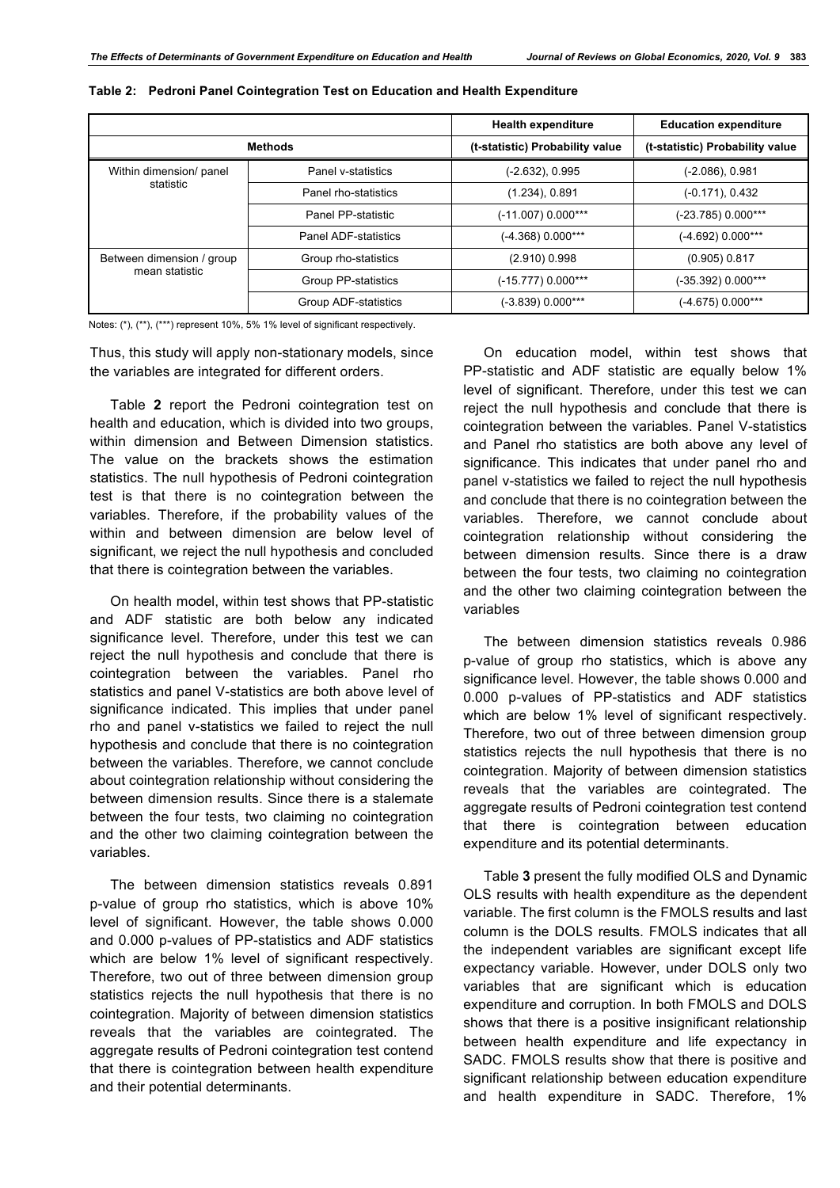**Table 2: Pedroni Panel Cointegration Test on Education and Health Expenditure**

| Methods | | Health expenditure (t-statistic) Probability value | Education expenditure (t-statistic) Probability value |
|---|---|---|---|
| Within dimension/ panel statistic | Panel v-statistics | (-2.632), 0.995 | (-2.086), 0.981 |
| | Panel rho-statistics | (1.234), 0.891 | (-0.171), 0.432 |
| | Panel PP-statistic | (-11.007) 0.000*** | (-23.785) 0.000*** |
| | Panel ADF-statistics | (-4.368) 0.000*** | (-4.692) 0.000*** |
| Between dimension / group mean statistic | Group rho-statistics | (2.910) 0.998 | (0.905) 0.817 |
| | Group PP-statistics | (-15.777) 0.000*** | (-35.392) 0.000*** |
| | Group ADF-statistics | (-3.839) 0.000*** | (-4.675) 0.000*** |

Notes: (*), (**), (***) represent 10%, 5% 1% level of significant respectively.

Thus, this study will apply non-stationary models, since the variables are integrated for different orders.

Table **2** report the Pedroni cointegration test on health and education, which is divided into two groups, within dimension and Between Dimension statistics. The value on the brackets shows the estimation statistics. The null hypothesis of Pedroni cointegration test is that there is no cointegration between the variables. Therefore, if the probability values of the within and between dimension are below level of significant, we reject the null hypothesis and concluded that there is cointegration between the variables.

On health model, within test shows that PP-statistic and ADF statistic are both below any indicated significance level. Therefore, under this test we can reject the null hypothesis and conclude that there is cointegration between the variables. Panel rho statistics and panel V-statistics are both above level of significance indicated. This implies that under panel rho and panel v-statistics we failed to reject the null hypothesis and conclude that there is no cointegration between the variables. Therefore, we cannot conclude about cointegration relationship without considering the between dimension results. Since there is a stalemate between the four tests, two claiming no cointegration and the other two claiming cointegration between the variables.

The between dimension statistics reveals 0.891 p-value of group rho statistics, which is above 10% level of significant. However, the table shows 0.000 and 0.000 p-values of PP-statistics and ADF statistics which are below 1% level of significant respectively. Therefore, two out of three between dimension group statistics rejects the null hypothesis that there is no cointegration. Majority of between dimension statistics reveals that the variables are cointegrated. The aggregate results of Pedroni cointegration test contend that there is cointegration between health expenditure and their potential determinants.

On education model, within test shows that PP-statistic and ADF statistic are equally below 1% level of significant. Therefore, under this test we can reject the null hypothesis and conclude that there is cointegration between the variables. Panel V-statistics and Panel rho statistics are both above any level of significance. This indicates that under panel rho and panel v-statistics we failed to reject the null hypothesis and conclude that there is no cointegration between the variables. Therefore, we cannot conclude about cointegration relationship without considering the between dimension results. Since there is a draw between the four tests, two claiming no cointegration and the other two claiming cointegration between the variables

The between dimension statistics reveals 0.986 p-value of group rho statistics, which is above any significance level. However, the table shows 0.000 and 0.000 p-values of PP-statistics and ADF statistics which are below 1% level of significant respectively. Therefore, two out of three between dimension group statistics rejects the null hypothesis that there is no cointegration. Majority of between dimension statistics reveals that the variables are cointegrated. The aggregate results of Pedroni cointegration test contend that there is cointegration between education expenditure and its potential determinants.

Table **3** present the fully modified OLS and Dynamic OLS results with health expenditure as the dependent variable. The first column is the FMOLS results and last column is the DOLS results. FMOLS indicates that all the independent variables are significant except life expectancy variable. However, under DOLS only two variables that are significant which is education expenditure and corruption. In both FMOLS and DOLS shows that there is a positive insignificant relationship between health expenditure and life expectancy in SADC. FMOLS results show that there is positive and significant relationship between education expenditure and health expenditure in SADC. Therefore, 1%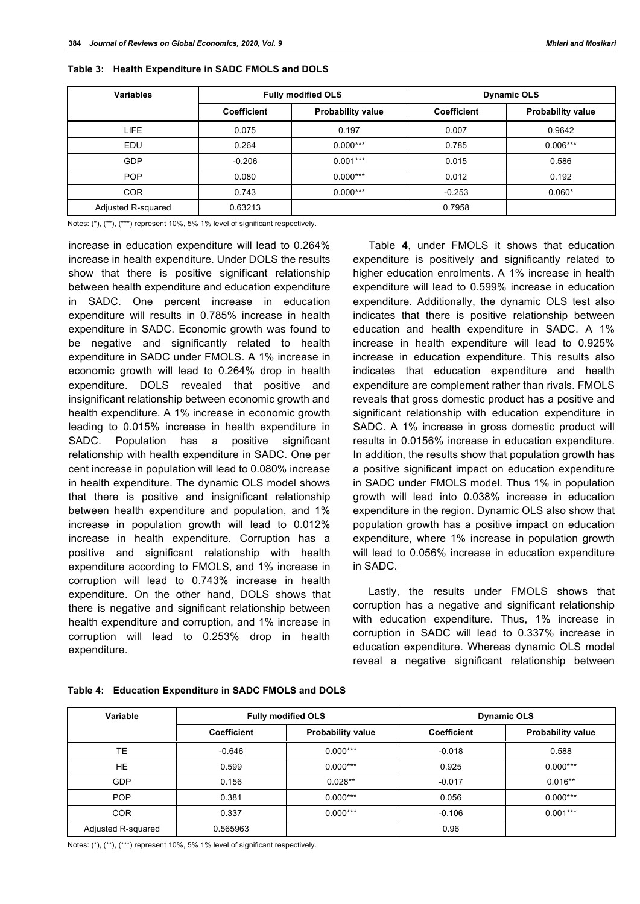**Table 3: Health Expenditure in SADC FMOLS and DOLS**

| Variables | Fully modified OLS | | Dynamic OLS | |
|---|---|---|---|---|
| | Coefficient | Probability value | Coefficient | Probability value |
| LIFE | 0.075 | 0.197 | 0.007 | 0.9642 |
| EDU | 0.264 | 0.000*** | 0.785 | 0.006*** |
| GDP | -0.206 | 0.001*** | 0.015 | 0.586 |
| POP | 0.080 | 0.000*** | 0.012 | 0.192 |
| COR | 0.743 | 0.000*** | -0.253 | 0.060* |
| Adjusted R-squared | 0.63213 | | 0.7958 | |

Notes: (*), (**), (***) represent 10%, 5% 1% level of significant respectively.

increase in education expenditure will lead to 0.264% increase in health expenditure. Under DOLS the results show that there is positive significant relationship between health expenditure and education expenditure in SADC. One percent increase in education expenditure will results in 0.785% increase in health expenditure in SADC. Economic growth was found to be negative and significantly related to health expenditure in SADC under FMOLS. A 1% increase in economic growth will lead to 0.264% drop in health expenditure. DOLS revealed that positive and insignificant relationship between economic growth and health expenditure. A 1% increase in economic growth leading to 0.015% increase in health expenditure in SADC. Population has a positive significant relationship with health expenditure in SADC. One per cent increase in population will lead to 0.080% increase in health expenditure. The dynamic OLS model shows that there is positive and insignificant relationship between health expenditure and population, and 1% increase in population growth will lead to 0.012% increase in health expenditure. Corruption has a positive and significant relationship with health expenditure according to FMOLS, and 1% increase in corruption will lead to 0.743% increase in health expenditure. On the other hand, DOLS shows that there is negative and significant relationship between health expenditure and corruption, and 1% increase in corruption will lead to 0.253% drop in health expenditure.

Table **4**, under FMOLS it shows that education expenditure is positively and significantly related to higher education enrolments. A 1% increase in health expenditure will lead to 0.599% increase in education expenditure. Additionally, the dynamic OLS test also indicates that there is positive relationship between education and health expenditure in SADC. A 1% increase in health expenditure will lead to 0.925% increase in education expenditure. This results also indicates that education expenditure and health expenditure are complement rather than rivals. FMOLS reveals that gross domestic product has a positive and significant relationship with education expenditure in SADC. A 1% increase in gross domestic product will results in 0.0156% increase in education expenditure. In addition, the results show that population growth has a positive significant impact on education expenditure in SADC under FMOLS model. Thus 1% in population growth will lead into 0.038% increase in education expenditure in the region. Dynamic OLS also show that population growth has a positive impact on education expenditure, where 1% increase in population growth will lead to 0.056% increase in education expenditure in SADC.

Lastly, the results under FMOLS shows that corruption has a negative and significant relationship with education expenditure. Thus, 1% increase in corruption in SADC will lead to 0.337% increase in education expenditure. Whereas dynamic OLS model reveal a negative significant relationship between

**Table 4: Education Expenditure in SADC FMOLS and DOLS**

| Variable | Fully modified OLS | | Dynamic OLS | |
|---|---|---|---|---|
| | Coefficient | Probability value | Coefficient | Probability value |
| TE | -0.646 | 0.000*** | -0.018 | 0.588 |
| HE | 0.599 | 0.000*** | 0.925 | 0.000*** |
| GDP | 0.156 | 0.028** | -0.017 | 0.016** |
| POP | 0.381 | 0.000*** | 0.056 | 0.000*** |
| COR | 0.337 | 0.000*** | -0.106 | 0.001*** |
| Adjusted R-squared | 0.565963 | | 0.96 | |

Notes: (*), (**), (***) represent 10%, 5% 1% level of significant respectively.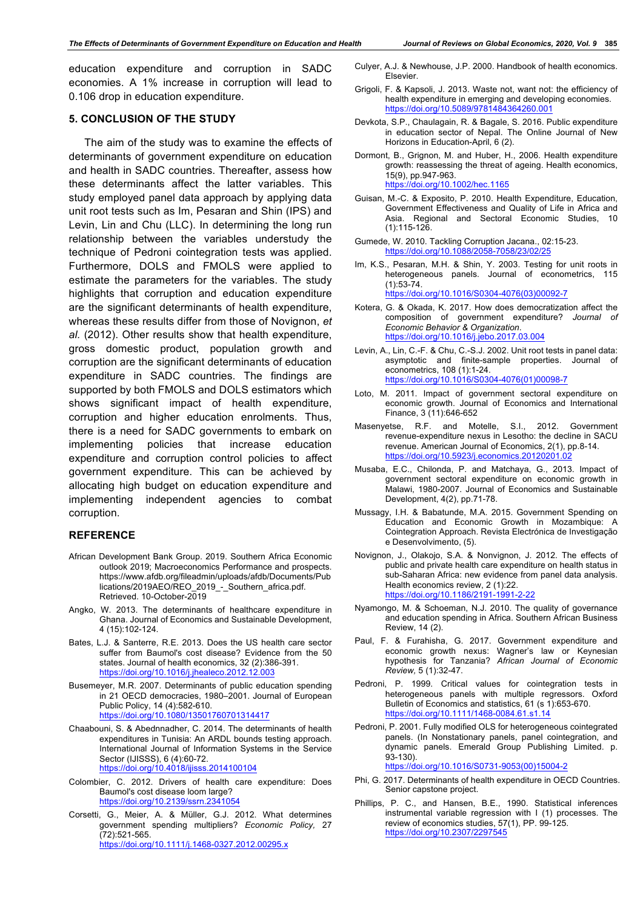education expenditure and corruption in SADC economies. A 1% increase in corruption will lead to 0.106 drop in education expenditure.

## 5. CONCLUSION OF THE STUDY

The aim of the study was to examine the effects of determinants of government expenditure on education and health in SADC countries. Thereafter, assess how these determinants affect the latter variables. This study employed panel data approach by applying data unit root tests such as Im, Pesaran and Shin (IPS) and Levin, Lin and Chu (LLC). In determining the long run relationship between the variables understudy the technique of Pedroni cointegration tests was applied. Furthermore, DOLS and FMOLS were applied to estimate the parameters for the variables. The study highlights that corruption and education expenditure are the significant determinants of health expenditure, whereas these results differ from those of Novignon, *et al.* (2012). Other results show that health expenditure, gross domestic product, population growth and corruption are the significant determinants of education expenditure in SADC countries. The findings are supported by both FMOLS and DOLS estimators which shows significant impact of health expenditure, corruption and higher education enrolments. Thus, there is a need for SADC governments to embark on implementing policies that increase education expenditure and corruption control policies to affect government expenditure. This can be achieved by allocating high budget on education expenditure and implementing independent agencies to combat corruption.

## REFERENCE

- African Development Bank Group. 2019. Southern Africa Economic outlook 2019; Macroeconomics Performance and prospects. https://www.afdb.org/fileadmin/uploads/afdb/Documents/Publications/2019AEO/REO_2019_-_Southern_africa.pdf. Retrieved. 10-October-2019
- Angko, W. 2013. The determinants of healthcare expenditure in Ghana. Journal of Economics and Sustainable Development, 4 (15):102-124.
- Bates, L.J. & Santerre, R.E. 2013. Does the US health care sector suffer from Baumol's cost disease? Evidence from the 50 states. Journal of health economics, 32 (2):386-391. https://doi.org/10.1016/j.jhealeco.2012.12.003
- Busemeyer, M.R. 2007. Determinants of public education spending in 21 OECD democracies, 1980–2001. Journal of European Public Policy, 14 (4):582-610. https://doi.org/10.1080/13501760701314417
- Chaabouni, S. & Abednnadher, C. 2014. The determinants of health expenditures in Tunisia: An ARDL bounds testing approach. International Journal of Information Systems in the Service Sector (IJISSS), 6 (4):60-72. https://doi.org/10.4018/ijisss.2014100104
- Colombier, C. 2012. Drivers of health care expenditure: Does Baumol's cost disease loom large? https://doi.org/10.2139/ssrn.2341054
- Corsetti, G., Meier, A. & Müller, G.J. 2012. What determines government spending multipliers? *Economic Policy,* 27 (72):521-565. https://doi.org/10.1111/j.1468-0327.2012.00295.x
- Culyer, A.J. & Newhouse, J.P. 2000. Handbook of health economics. Elsevier.
- Grigoli, F. & Kapsoli, J. 2013. Waste not, want not: the efficiency of health expenditure in emerging and developing economies. https://doi.org/10.5089/9781484364260.001
- Devkota, S.P., Chaulagain, R. & Bagale, S. 2016. Public expenditure in education sector of Nepal. The Online Journal of New Horizons in Education-April, 6 (2).
- Dormont, B., Grignon, M. and Huber, H., 2006. Health expenditure growth: reassessing the threat of ageing. Health economics, 15(9), pp.947-963. https://doi.org/10.1002/hec.1165
- Guisan, M.-C. & Exposito, P. 2010. Health Expenditure, Education, Government Effectiveness and Quality of Life in Africa and Asia. Regional and Sectoral Economic Studies, 10 (1):115-126.
- Gumede, W. 2010. Tackling Corruption Jacana., 02:15-23. https://doi.org/10.1088/2058-7058/23/02/25
- Im, K.S., Pesaran, M.H. & Shin, Y. 2003. Testing for unit roots in heterogeneous panels. Journal of econometrics, 115 (1):53-74. https://doi.org/10.1016/S0304-4076(03)00092-7
- Kotera, G. & Okada, K. 2017. How does democratization affect the composition of government expenditure? *Journal of Economic Behavior & Organization*. https://doi.org/10.1016/j.jebo.2017.03.004
- Levin, A., Lin, C.-F. & Chu, C.-S.J. 2002. Unit root tests in panel data: asymptotic and finite-sample properties. Journal of econometrics, 108 (1):1-24. https://doi.org/10.1016/S0304-4076(01)00098-7
- Loto, M. 2011. Impact of government sectoral expenditure on economic growth. Journal of Economics and International Finance, 3 (11):646-652
- Masenyetse, R.F. and Motelle, S.I., 2012. Government revenue-expenditure nexus in Lesotho: the decline in SACU revenue. American Journal of Economics, 2(1), pp.8-14. https://doi.org/10.5923/j.economics.20120201.02
- Musaba, E.C., Chilonda, P. and Matchaya, G., 2013. Impact of government sectoral expenditure on economic growth in Malawi, 1980-2007. Journal of Economics and Sustainable Development, 4(2), pp.71-78.
- Mussagy, I.H. & Babatunde, M.A. 2015. Government Spending on Education and Economic Growth in Mozambique: A Cointegration Approach. Revista Electrónica de Investigação e Desenvolvimento, (5).
- Novignon, J., Olakojo, S.A. & Nonvignon, J. 2012. The effects of public and private health care expenditure on health status in sub-Saharan Africa: new evidence from panel data analysis. Health economics review, 2 (1):22. https://doi.org/10.1186/2191-1991-2-22
- Nyamongo, M. & Schoeman, N.J. 2010. The quality of governance and education spending in Africa. Southern African Business Review, 14 (2).
- Paul, F. & Furahisha, G. 2017. Government expenditure and economic growth nexus: Wagner's law or Keynesian hypothesis for Tanzania? *African Journal of Economic Review,* 5 (1):32-47.
- Pedroni, P. 1999. Critical values for cointegration tests in heterogeneous panels with multiple regressors. Oxford Bulletin of Economics and statistics, 61 (s 1):653-670. https://doi.org/10.1111/1468-0084.61.s1.14
- Pedroni, P. 2001. Fully modified OLS for heterogeneous cointegrated panels. (In Nonstationary panels, panel cointegration, and dynamic panels. Emerald Group Publishing Limited. p. 93-130). https://doi.org/10.1016/S0731-9053(00)15004-2
- Phi, G. 2017. Determinants of health expenditure in OECD Countries. Senior capstone project.
- Phillips, P. C., and Hansen, B.E., 1990. Statistical inferences instrumental variable regression with I (1) processes. The review of economics studies, 57(1), PP. 99-125. https://doi.org/10.2307/2297545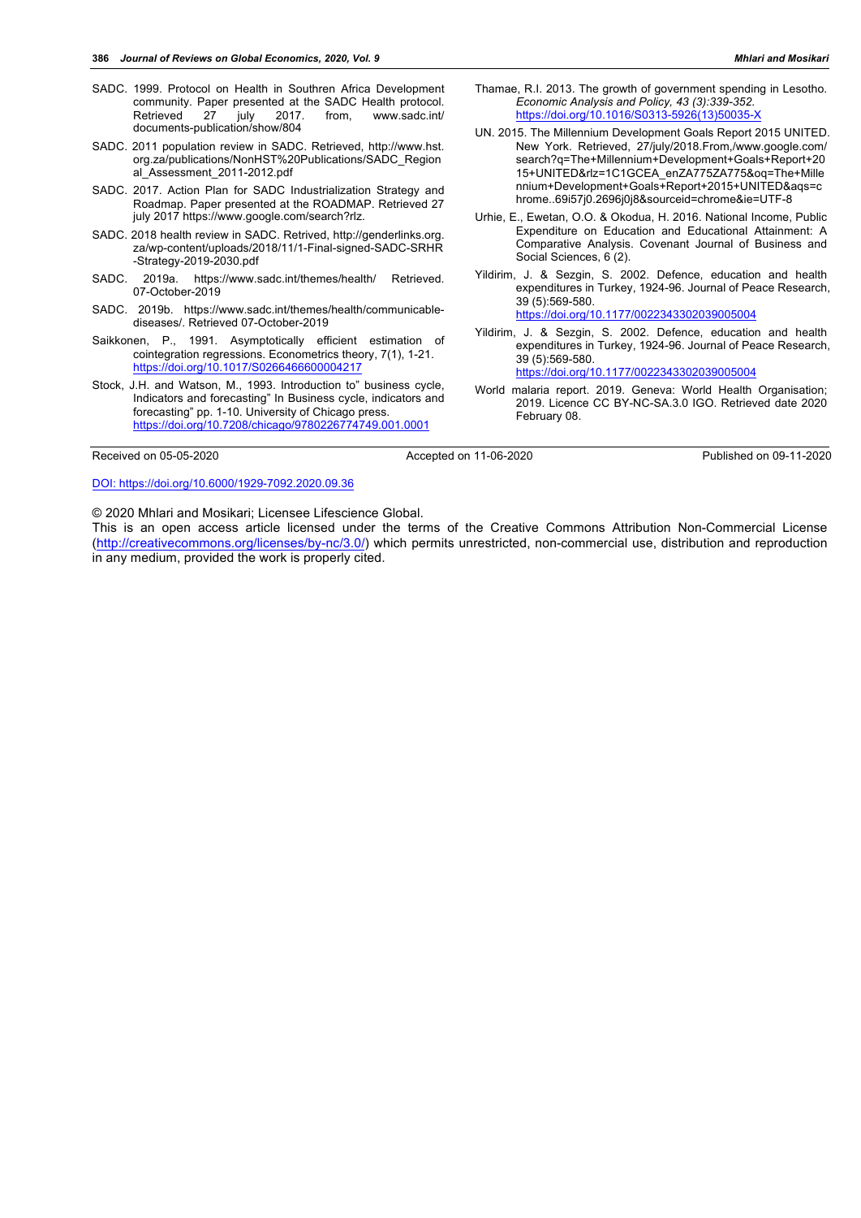SADC. 1999. Protocol on Health in Southren Africa Development community. Paper presented at the SADC Health protocol. Retrieved 27 july 2017. from, www.sadc.int/documents-publication/show/804

SADC. 2011 population review in SADC. Retrieved, http://www.hst.org.za/publications/NonHST%20Publications/SADC_Regional_Assessment_2011-2012.pdf

SADC. 2017. Action Plan for SADC Industrialization Strategy and Roadmap. Paper presented at the ROADMAP. Retrieved 27 july 2017 https://www.google.com/search?rlz.

SADC. 2018 health review in SADC. Retrived, http://genderlinks.org.za/wp-content/uploads/2018/11/1-Final-signed-SADC-SRHR-Strategy-2019-2030.pdf

SADC. 2019a. https://www.sadc.int/themes/health/ Retrieved. 07-October-2019

SADC. 2019b. https://www.sadc.int/themes/health/communicable-diseases/. Retrieved 07-October-2019

Saikkonen, P., 1991. Asymptotically efficient estimation of cointegration regressions. Econometrics theory, 7(1), 1-21. https://doi.org/10.1017/S0266466600004217

Stock, J.H. and Watson, M., 1993. Introduction to" business cycle, Indicators and forecasting" In Business cycle, indicators and forecasting" pp. 1-10. University of Chicago press. https://doi.org/10.7208/chicago/9780226774749.001.0001

Thamae, R.I. 2013. The growth of government spending in Lesotho. *Economic Analysis and Policy, 43 (3):339-352.* https://doi.org/10.1016/S0313-5926(13)50035-X

UN. 2015. The Millennium Development Goals Report 2015 UNITED. New York. Retrieved, 27/july/2018.From,/www.google.com/search?q=The+Millennium+Development+Goals+Report+2015+UNITED&rlz=1C1GCEA_enZA775ZA775&oq=The+Millennium+Development+Goals+Report+2015+UNITED&aqs=chrome..69i57j0.2696j0j8&sourceid=chrome&ie=UTF-8

Urhie, E., Ewetan, O.O. & Okodua, H. 2016. National Income, Public Expenditure on Education and Educational Attainment: A Comparative Analysis. Covenant Journal of Business and Social Sciences, 6 (2).

Yildirim, J. & Sezgin, S. 2002. Defence, education and health expenditures in Turkey, 1924-96. Journal of Peace Research, 39 (5):569-580. https://doi.org/10.1177/0022343302039005004

Yildirim, J. & Sezgin, S. 2002. Defence, education and health expenditures in Turkey, 1924-96. Journal of Peace Research, 39 (5):569-580. https://doi.org/10.1177/0022343302039005004

World malaria report. 2019. Geneva: World Health Organisation; 2019. Licence CC BY-NC-SA.3.0 IGO. Retrieved date 2020 February 08.

Received on 05-05-2020 Accepted on 11-06-2020 Published on 09-11-2020

DOI: https://doi.org/10.6000/1929-7092.2020.09.36

© 2020 Mhlari and Mosikari; Licensee Lifescience Global.

This is an open access article licensed under the terms of the Creative Commons Attribution Non-Commercial License (http://creativecommons.org/licenses/by-nc/3.0/) which permits unrestricted, non-commercial use, distribution and reproduction in any medium, provided the work is properly cited.